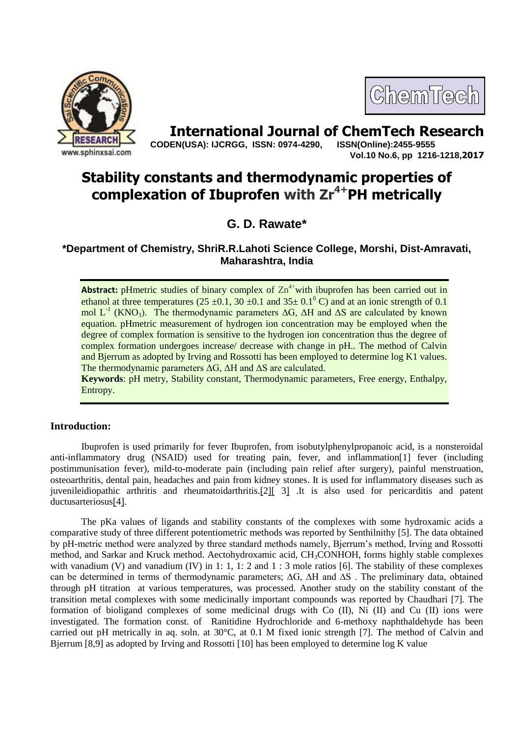# Stability constants and thermodynamic properties of complexation of Ibuprofen with $Zr^{4+}$PH metrically

## G. D. Rawate*

**\*Department of Chemistry, ShriR.R.Lahoti Science College, Morshi, Dist-Amravati, Maharashtra, India**

**Abstract:** pHmetric studies of binary complex of $Zn^{4+}$with ibuprofen has been carried out in ethanol at three temperatures (25 ±0.1, 30 ±0.1 and 35± 0.1$^0$ C) and at an ionic strength of 0.1 mol $L^{-1}$ ($KNO_3$). The thermodynamic parameters ΔG, ΔH and ΔS are calculated by known equation. pHmetric measurement of hydrogen ion concentration may be employed when the degree of complex formation is sensitive to the hydrogen ion concentration thus the degree of complex formation undergoes increase/ decrease with change in pH.. The method of Calvin and Bjerrum as adopted by Irving and Rossotti has been employed to determine log K1 values. The thermodynamic parameters ΔG, ΔH and ΔS are calculated.

**Keywords**: pH metry, Stability constant, Thermodynamic parameters, Free energy, Enthalpy, Entropy.

## Introduction:

Ibuprofen is used primarily for fever Ibuprofen, from isobutylphenylpropanoic acid, is a nonsteroidal anti-inflammatory drug (NSAID) used for treating pain, fever, and inflammation[1] fever (including postimmunisation fever), mild-to-moderate pain (including pain relief after surgery), painful menstruation, osteoarthritis, dental pain, headaches and pain from kidney stones. It is used for inflammatory diseases such as juvenileidiopathic arthritis and rheumatoidarthritis.[2][ 3] .It is also used for pericarditis and patent ductusarteriosus[4].

The pKa values of ligands and stability constants of the complexes with some hydroxamic acids a comparative study of three different potentiometric methods was reported by Senthilnithy [5]. The data obtained by pH-metric method were analyzed by three standard methods namely, Bjerrum's method, Irving and Rossotti method, and Sarkar and Kruck method. Aectohydroxamic acid, $CH_3CONHOH$, forms highly stable complexes with vanadium (V) and vanadium (IV) in 1: 1, 1: 2 and 1 : 3 mole ratios [6]. The stability of these complexes can be determined in terms of thermodynamic parameters; ΔG, ΔH and ΔS . The preliminary data, obtained through pH titration at various temperatures, was processed. Another study on the stability constant of the transition metal complexes with some medicinally important compounds was reported by Chaudhari [7]. The formation of bioligand complexes of some medicinal drugs with Co (II), Ni (II) and Cu (II) ions were investigated. The formation const. of Ranitidine Hydrochloride and 6-methoxy naphthaldehyde has been carried out pH metrically in aq. soln. at 30°C, at 0.1 M fixed ionic strength [7]. The method of Calvin and Bjerrum [8,9] as adopted by Irving and Rossotti [10] has been employed to determine log K value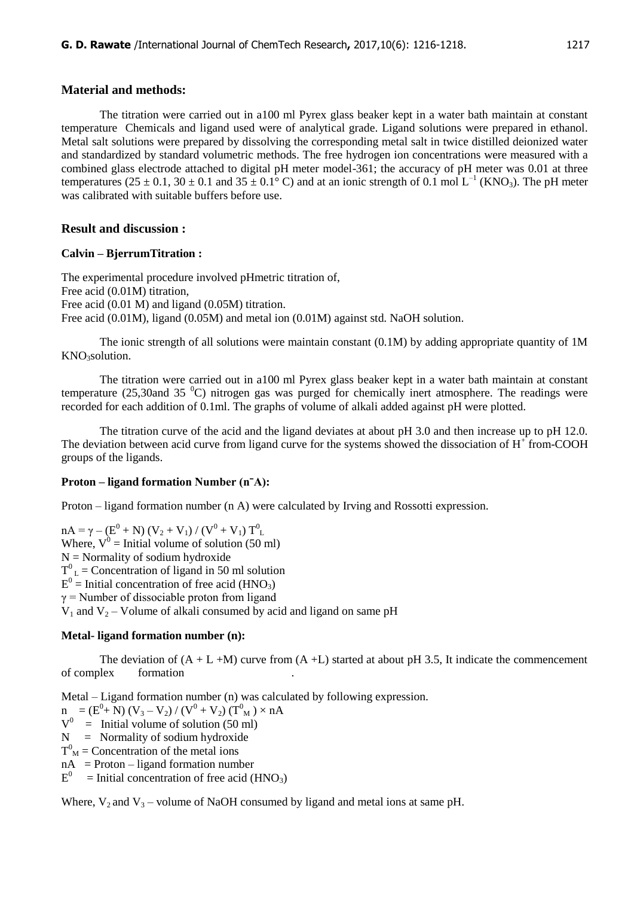## Material and methods:

The titration were carried out in a100 ml Pyrex glass beaker kept in a water bath maintain at constant temperature Chemicals and ligand used were of analytical grade. Ligand solutions were prepared in ethanol. Metal salt solutions were prepared by dissolving the corresponding metal salt in twice distilled deionized water and standardized by standard volumetric methods. The free hydrogen ion concentrations were measured with a combined glass electrode attached to digital pH meter model-361; the accuracy of pH meter was 0.01 at three temperatures ($25 \pm 0.1$, $30 \pm 0.1$ and $35 \pm 0.1°$ C) and at an ionic strength of 0.1 mol $L^{-1}$ ($KNO_3$). The pH meter was calibrated with suitable buffers before use.

## Result and discussion :

### Calvin – BjerrumTitration :

The experimental procedure involved pHmetric titration of,
Free acid (0.01M) titration,
Free acid (0.01 M) and ligand (0.05M) titration.
Free acid (0.01M), ligand (0.05M) and metal ion (0.01M) against std. NaOH solution.

The ionic strength of all solutions were maintain constant (0.1M) by adding appropriate quantity of 1M $KNO_3$solution.

The titration were carried out in a100 ml Pyrex glass beaker kept in a water bath maintain at constant temperature (25,30and 35 $^0$C) nitrogen gas was purged for chemically inert atmosphere. The readings were recorded for each addition of 0.1ml. The graphs of volume of alkali added against pH were plotted.

The titration curve of the acid and the ligand deviates at about pH 3.0 and then increase up to pH 12.0. The deviation between acid curve from ligand curve for the systems showed the dissociation of $H^+$ from-COOH groups of the ligands.

### Proton – ligand formation Number ($\bar{n}$A):

Proton – ligand formation number (n A) were calculated by Irving and Rossotti expression.

$nA = \gamma - (E^0 + N)(V_2 + V_1) / (V^0 + V_1) T^0_L$
Where, $V^0$ = Initial volume of solution (50 ml)
N = Normality of sodium hydroxide
$T^0_L$ = Concentration of ligand in 50 ml solution
$E^0$ = Initial concentration of free acid ($HNO_3$)
$\gamma$ = Number of dissociable proton from ligand
$V_1$ and $V_2$ – Volume of alkali consumed by acid and ligand on same pH

### Metal- ligand formation number (n):

The deviation of (A + L +M) curve from (A +L) started at about pH 3.5, It indicate the commencement of complex formation .

Metal – Ligand formation number (n) was calculated by following expression.
$n = (E^0 + N)(V_3 - V_2) / (V^0 + V_2)(T^0_M) \times nA$
$V^0$ = Initial volume of solution (50 ml)
N = Normality of sodium hydroxide
$T^0_M$ = Concentration of the metal ions
nA = Proton – ligand formation number
$E^0$ = Initial concentration of free acid ($HNO_3$)

Where, $V_2$ and $V_3$ – volume of NaOH consumed by ligand and metal ions at same pH.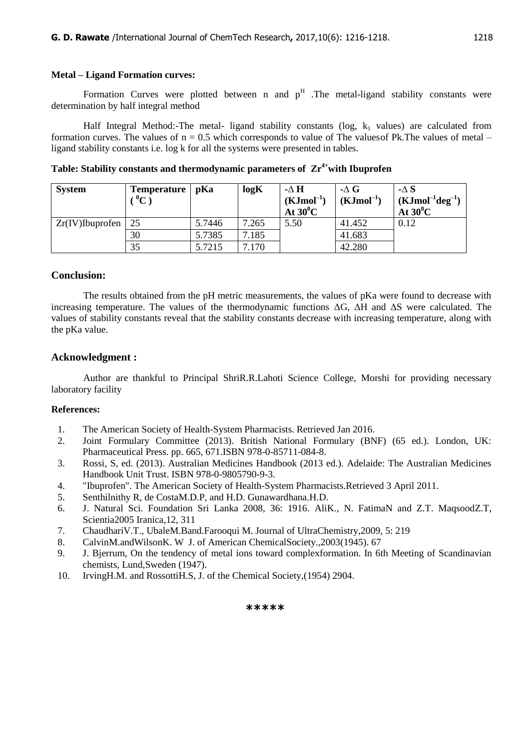### Metal – Ligand Formation curves:

Formation Curves were plotted between n and $p^H$ .The metal-ligand stability constants were determination by half integral method

Half Integral Method:-The metal- ligand stability constants (log, $k_1$ values) are calculated from formation curves. The values of n = 0.5 which corresponds to value of The valuesof Pk.The values of metal – ligand stability constants i.e. log k for all the systems were presented in tables.

**Table: Stability constants and thermodynamic parameters of $Zr^{4+}$with Ibuprofen**

| System | Temperature ( $^0$C ) | pKa | logK | -∆ H ($KJmol^{-1}$) At $30^0$C | -∆ G ($KJmol^{-1}$) | -∆ S ($KJmol^{-1}deg^{-1}$) At $30^0$C |
|---|---|---|---|---|---|---|
| Zr(IV)Ibuprofen | 25 | 5.7446 | 7.265 | 5.50 | 41.452 | 0.12 |
| | 30 | 5.7385 | 7.185 | | 41.683 | |
| | 35 | 5.7215 | 7.170 | | 42.280 | |

## Conclusion:

The results obtained from the pH metric measurements, the values of pKa were found to decrease with increasing temperature. The values of the thermodynamic functions ∆G, ∆H and ∆S were calculated. The values of stability constants reveal that the stability constants decrease with increasing temperature, along with the pKa value.

## Acknowledgment :

Author are thankful to Principal ShriR.R.Lahoti Science College, Morshi for providing necessary laboratory facility

### References:

1. The American Society of Health-System Pharmacists. Retrieved Jan 2016.
2. Joint Formulary Committee (2013). British National Formulary (BNF) (65 ed.). London, UK: Pharmaceutical Press. pp. 665, 671.ISBN 978-0-85711-084-8.
3. Rossi, S, ed. (2013). Australian Medicines Handbook (2013 ed.). Adelaide: The Australian Medicines Handbook Unit Trust. ISBN 978-0-9805790-9-3.
4. "Ibuprofen". The American Society of Health-System Pharmacists.Retrieved 3 April 2011.
5. Senthilnithy R, de CostaM.D.P, and H.D. Gunawardhana.H.D.
6. J. Natural Sci. Foundation Sri Lanka 2008, 36: 1916. AliK., N. FatimaN and Z.T. MaqsoodZ.T, Scientia2005 Iranica,12, 311
7. ChaudhariV.T., UbaleM.Band.Farooqui M. Journal of UltraChemistry,2009, 5: 219
8. CalvinM.andWilsonK. W J. of American ChemicalSociety.,2003(1945). 67
9. J. Bjerrum, On the tendency of metal ions toward complexformation. In 6th Meeting of Scandinavian chemists, Lund,Sweden (1947).
10. IrvingH.M. and RossottiH.S, J. of the Chemical Society,(1954) 2904.

*****